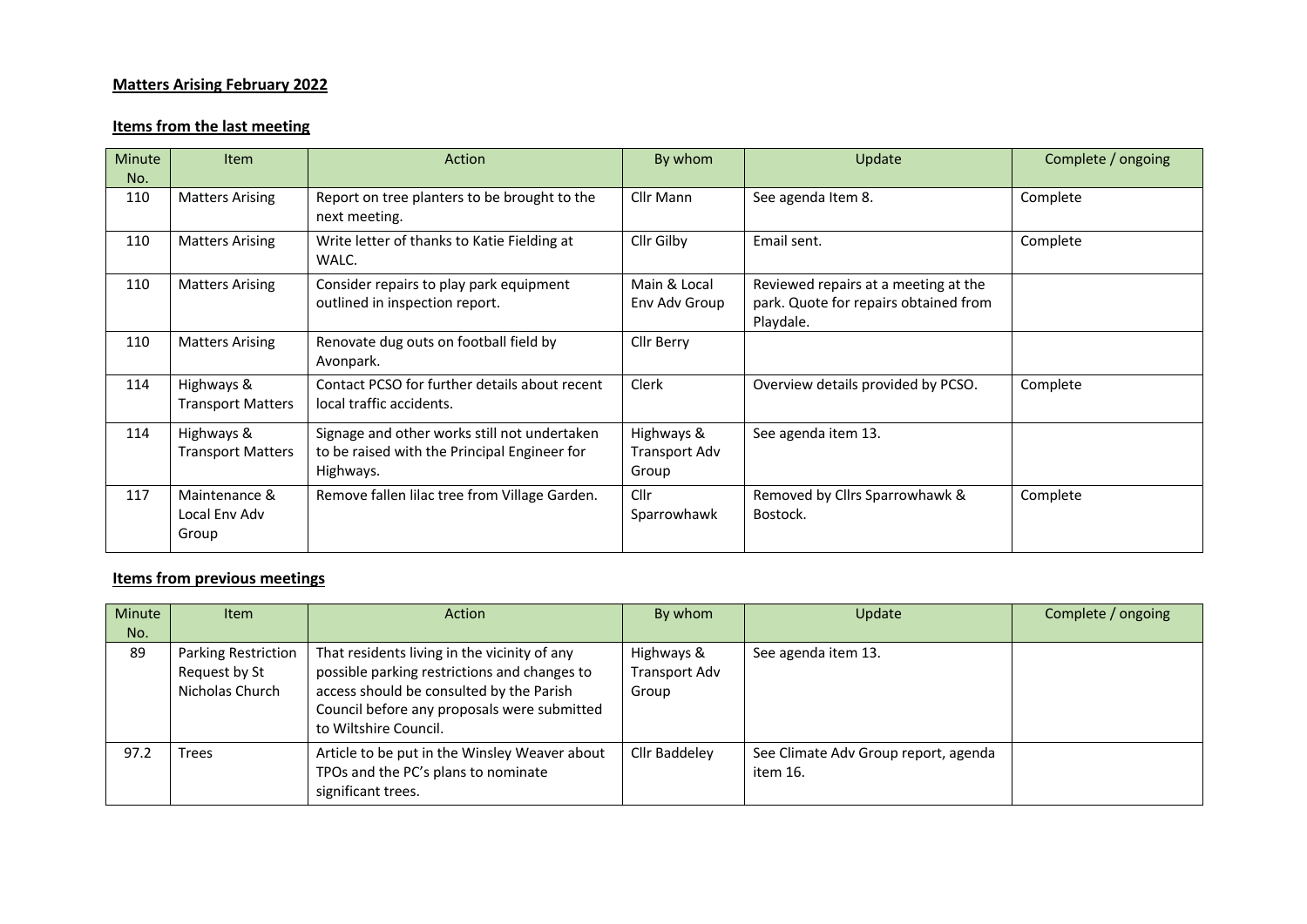**Matters Arising February 2022**

**Items from the last meeting**

| Minute No. | Item | Action | By whom | Update | Complete / ongoing |
|---|---|---|---|---|---|
| 110 | Matters Arising | Report on tree planters to be brought to the next meeting. | Cllr Mann | See agenda Item 8. | Complete |
| 110 | Matters Arising | Write letter of thanks to Katie Fielding at WALC. | Cllr Gilby | Email sent. | Complete |
| 110 | Matters Arising | Consider repairs to play park equipment outlined in inspection report. | Main & Local Env Adv Group | Reviewed repairs at a meeting at the park. Quote for repairs obtained from Playdale. | |
| 110 | Matters Arising | Renovate dug outs on football field by Avonpark. | Cllr Berry | | |
| 114 | Highways & Transport Matters | Contact PCSO for further details about recent local traffic accidents. | Clerk | Overview details provided by PCSO. | Complete |
| 114 | Highways & Transport Matters | Signage and other works still not undertaken to be raised with the Principal Engineer for Highways. | Highways & Transport Adv Group | See agenda item 13. | |
| 117 | Maintenance & Local Env Adv Group | Remove fallen lilac tree from Village Garden. | Cllr Sparrowhawk | Removed by Cllrs Sparrowhawk & Bostock. | Complete |

**Items from previous meetings**

| Minute No. | Item | Action | By whom | Update | Complete / ongoing |
|---|---|---|---|---|---|
| 89 | Parking Restriction Request by St Nicholas Church | That residents living in the vicinity of any possible parking restrictions and changes to access should be consulted by the Parish Council before any proposals were submitted to Wiltshire Council. | Highways & Transport Adv Group | See agenda item 13. | |
| 97.2 | Trees | Article to be put in the Winsley Weaver about TPOs and the PC's plans to nominate significant trees. | Cllr Baddeley | See Climate Adv Group report, agenda item 16. | |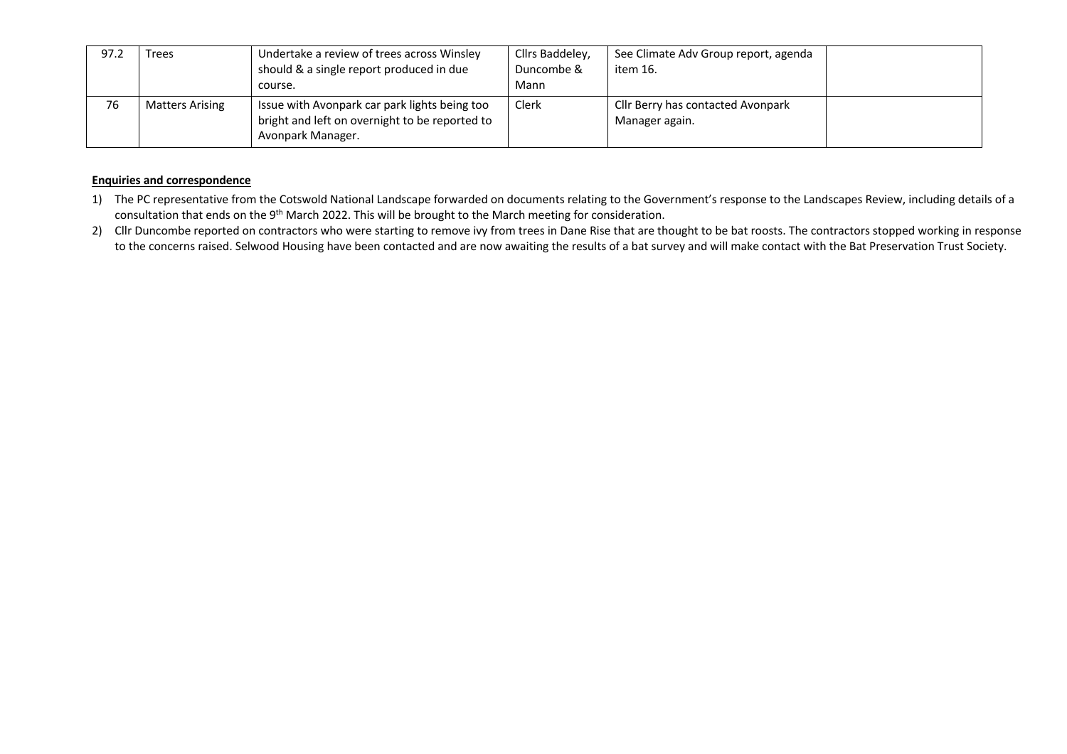| | | | | | |
|---|---|---|---|---|---|
| 97.2 | Trees | Undertake a review of trees across Winsley should & a single report produced in due course. | Cllrs Baddeley, Duncombe & Mann | See Climate Adv Group report, agenda item 16. | |
| 76 | Matters Arising | Issue with Avonpark car park lights being too bright and left on overnight to be reported to Avonpark Manager. | Clerk | Cllr Berry has contacted Avonpark Manager again. | |

**Enquiries and correspondence**

1) The PC representative from the Cotswold National Landscape forwarded on documents relating to the Government's response to the Landscapes Review, including details of a consultation that ends on the 9th March 2022. This will be brought to the March meeting for consideration.
2) Cllr Duncombe reported on contractors who were starting to remove ivy from trees in Dane Rise that are thought to be bat roosts. The contractors stopped working in response to the concerns raised. Selwood Housing have been contacted and are now awaiting the results of a bat survey and will make contact with the Bat Preservation Trust Society.